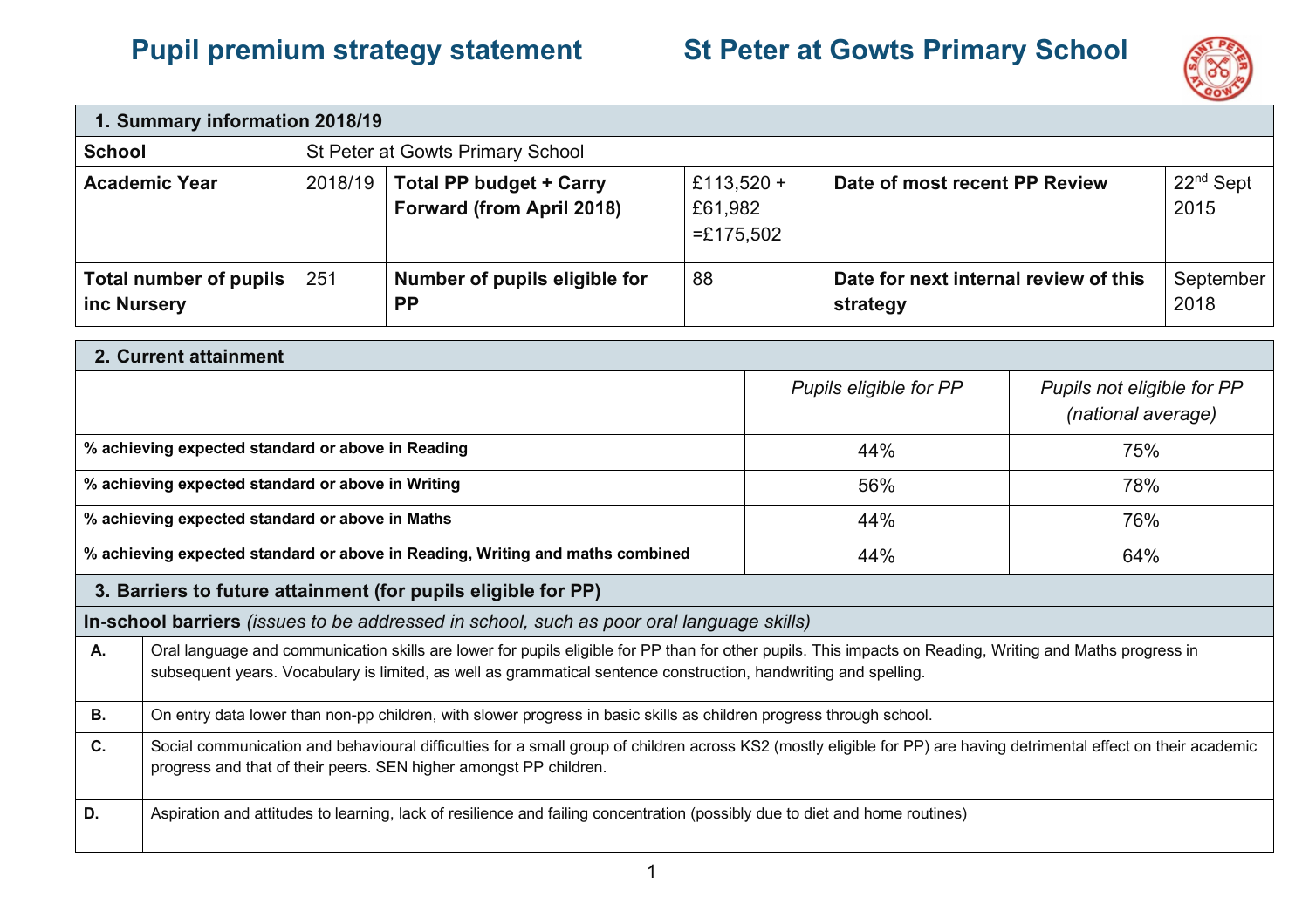# Pupil premium strategy statement St Peter at Gowts Primary School

| 1. Summary information 2018/19 | | | | | |
|---|---|---|---|---|---|
| **School** | St Peter at Gowts Primary School | | | | |
| **Academic Year** | 2018/19 | **Total PP budget + Carry Forward (from April 2018)** | £113,520 + £61,982 =£175,502 | **Date of most recent PP Review** | 22nd Sept 2015 |
| **Total number of pupils inc Nursery** | 251 | **Number of pupils eligible for PP** | 88 | **Date for next internal review of this strategy** | September 2018 |

| 2. Current attainment | | |
|---|---|---|
| | *Pupils eligible for PP* | *Pupils not eligible for PP (national average)* |
| **% achieving expected standard or above in Reading** | 44% | 75% |
| **% achieving expected standard or above in Writing** | 56% | 78% |
| **% achieving expected standard or above in Maths** | 44% | 76% |
| **% achieving expected standard or above in Reading, Writing and maths combined** | 44% | 64% |

| 3. Barriers to future attainment (for pupils eligible for PP) | |
|---|---|
| **In-school barriers** *(issues to be addressed in school, such as poor oral language skills)* | |
| **A.** | Oral language and communication skills are lower for pupils eligible for PP than for other pupils. This impacts on Reading, Writing and Maths progress in subsequent years. Vocabulary is limited, as well as grammatical sentence construction, handwriting and spelling. |
| **B.** | On entry data lower than non-pp children, with slower progress in basic skills as children progress through school. |
| **C.** | Social communication and behavioural difficulties for a small group of children across KS2 (mostly eligible for PP) are having detrimental effect on their academic progress and that of their peers. SEN higher amongst PP children. |
| **D.** | Aspiration and attitudes to learning, lack of resilience and failing concentration (possibly due to diet and home routines) |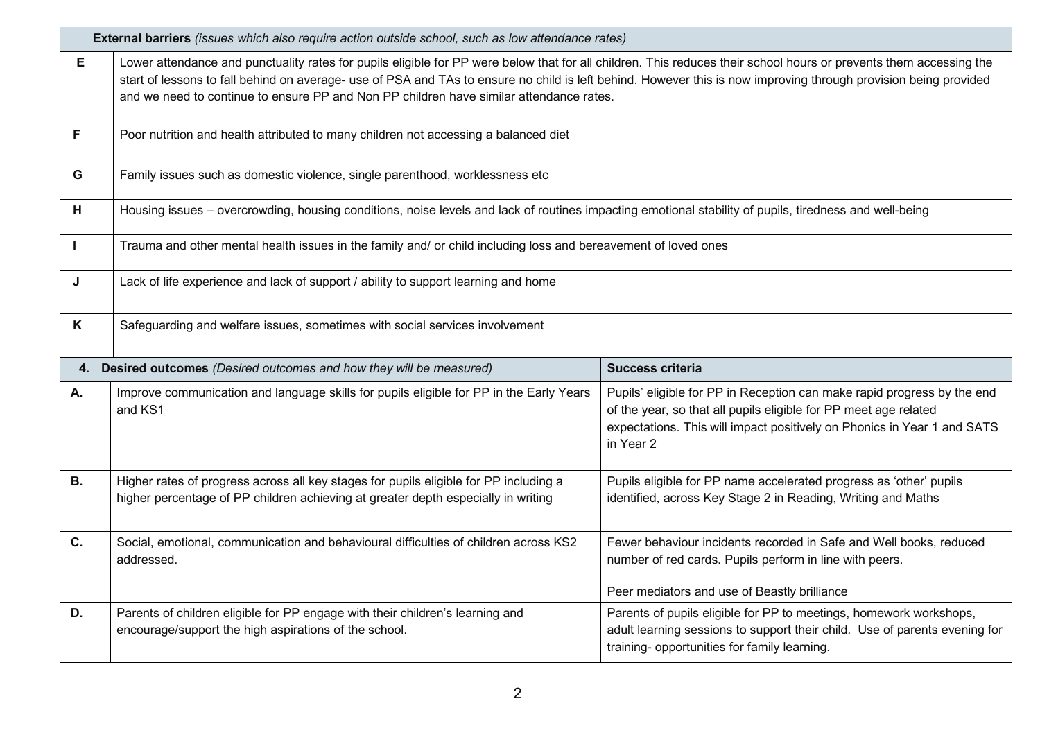| | **External barriers** *(issues which also require action outside school, such as low attendance rates)* |
|---|---|
| **E** | Lower attendance and punctuality rates for pupils eligible for PP were below that for all children. This reduces their school hours or prevents them accessing the start of lessons to fall behind on average- use of PSA and TAs to ensure no child is left behind. However this is now improving through provision being provided and we need to continue to ensure PP and Non PP children have similar attendance rates. |
| **F** | Poor nutrition and health attributed to many children not accessing a balanced diet |
| **G** | Family issues such as domestic violence, single parenthood, worklessness etc |
| **H** | Housing issues – overcrowding, housing conditions, noise levels and lack of routines impacting emotional stability of pupils, tiredness and well-being |
| **I** | Trauma and other mental health issues in the family and/ or child including loss and bereavement of loved ones |
| **J** | Lack of life experience and lack of support / ability to support learning and home |
| **K** | Safeguarding and welfare issues, sometimes with social services involvement |

| **4.** | **Desired outcomes** *(Desired outcomes and how they will be measured)* | **Success criteria** |
|---|---|---|
| **A.** | Improve communication and language skills for pupils eligible for PP in the Early Years and KS1 | Pupils' eligible for PP in Reception can make rapid progress by the end of the year, so that all pupils eligible for PP meet age related expectations. This will impact positively on Phonics in Year 1 and SATS in Year 2 |
| **B.** | Higher rates of progress across all key stages for pupils eligible for PP including a higher percentage of PP children achieving at greater depth especially in writing | Pupils eligible for PP name accelerated progress as 'other' pupils identified, across Key Stage 2 in Reading, Writing and Maths |
| **C.** | Social, emotional, communication and behavioural difficulties of children across KS2 addressed. | Fewer behaviour incidents recorded in Safe and Well books, reduced number of red cards. Pupils perform in line with peers.<br><br>Peer mediators and use of Beastly brilliance |
| **D.** | Parents of children eligible for PP engage with their children's learning and encourage/support the high aspirations of the school. | Parents of pupils eligible for PP to meetings, homework workshops, adult learning sessions to support their child. Use of parents evening for training- opportunities for family learning. |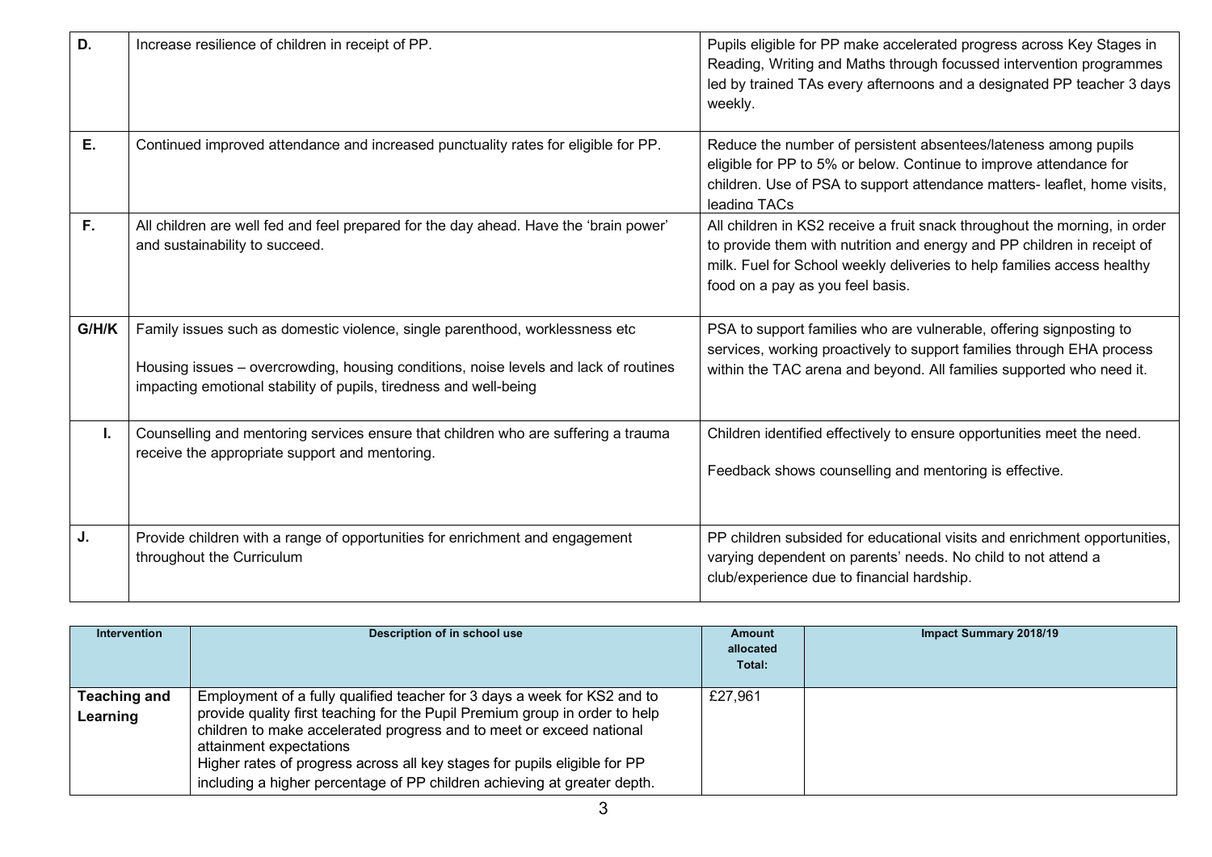| | | |
|---|---|---|
| **D.** | Increase resilience of children in receipt of PP. | Pupils eligible for PP make accelerated progress across Key Stages in Reading, Writing and Maths through focussed intervention programmes led by trained TAs every afternoons and a designated PP teacher 3 days weekly. |
| **E.** | Continued improved attendance and increased punctuality rates for eligible for PP. | Reduce the number of persistent absentees/lateness among pupils eligible for PP to 5% or below. Continue to improve attendance for children. Use of PSA to support attendance matters- leaflet, home visits, leading TACs |
| **F.** | All children are well fed and feel prepared for the day ahead. Have the 'brain power' and sustainability to succeed. | All children in KS2 receive a fruit snack throughout the morning, in order to provide them with nutrition and energy and PP children in receipt of milk. Fuel for School weekly deliveries to help families access healthy food on a pay as you feel basis. |
| **G/H/K** | Family issues such as domestic violence, single parenthood, worklessness etc<br><br>Housing issues – overcrowding, housing conditions, noise levels and lack of routines impacting emotional stability of pupils, tiredness and well-being | PSA to support families who are vulnerable, offering signposting to services, working proactively to support families through EHA process within the TAC arena and beyond. All families supported who need it. |
| **I.** | Counselling and mentoring services ensure that children who are suffering a trauma receive the appropriate support and mentoring. | Children identified effectively to ensure opportunities meet the need.<br><br>Feedback shows counselling and mentoring is effective. |
| **J.** | Provide children with a range of opportunities for enrichment and engagement throughout the Curriculum | PP children subsided for educational visits and enrichment opportunities, varying dependent on parents' needs. No child to not attend a club/experience due to financial hardship. |

| Intervention | Description of in school use | Amount allocated Total: | Impact Summary 2018/19 |
|---|---|---|---|
| **Teaching and Learning** | Employment of a fully qualified teacher for 3 days a week for KS2 and to provide quality first teaching for the Pupil Premium group in order to help children to make accelerated progress and to meet or exceed national attainment expectations<br>Higher rates of progress across all key stages for pupils eligible for PP including a higher percentage of PP children achieving at greater depth. | £27,961 | |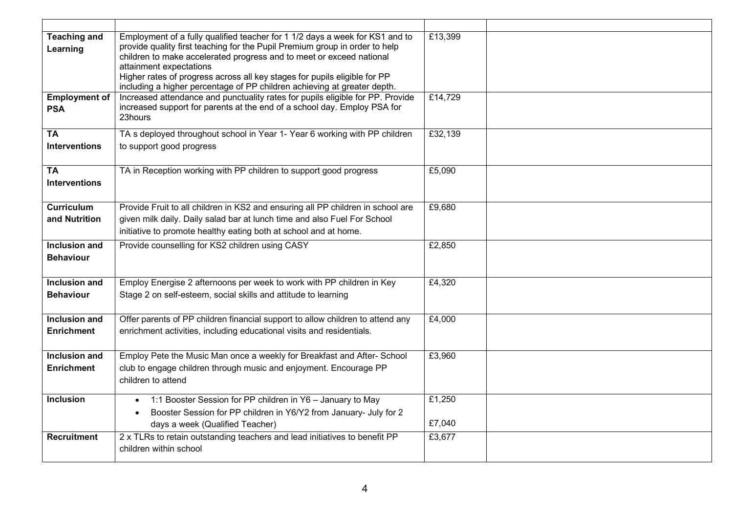| | | | |
|---|---|---|---|
| **Teaching and Learning** | Employment of a fully qualified teacher for 1 1/2 days a week for KS1 and to provide quality first teaching for the Pupil Premium group in order to help children to make accelerated progress and to meet or exceed national attainment expectations<br>Higher rates of progress across all key stages for pupils eligible for PP including a higher percentage of PP children achieving at greater depth. | £13,399 | |
| **Employment of PSA** | Increased attendance and punctuality rates for pupils eligible for PP. Provide increased support for parents at the end of a school day. Employ PSA for 23hours | £14,729 | |
| **TA Interventions** | TA s deployed throughout school in Year 1- Year 6 working with PP children to support good progress | £32,139 | |
| **TA Interventions** | TA in Reception working with PP children to support good progress | £5,090 | |
| **Curriculum and Nutrition** | Provide Fruit to all children in KS2 and ensuring all PP children in school are given milk daily. Daily salad bar at lunch time and also Fuel For School initiative to promote healthy eating both at school and at home. | £9,680 | |
| **Inclusion and Behaviour** | Provide counselling for KS2 children using CASY | £2,850 | |
| **Inclusion and Behaviour** | Employ Energise 2 afternoons per week to work with PP children in Key Stage 2 on self-esteem, social skills and attitude to learning | £4,320 | |
| **Inclusion and Enrichment** | Offer parents of PP children financial support to allow children to attend any enrichment activities, including educational visits and residentials. | £4,000 | |
| **Inclusion and Enrichment** | Employ Pete the Music Man once a weekly for Breakfast and After- School club to engage children through music and enjoyment. Encourage PP children to attend | £3,960 | |
| **Inclusion** | • 1:1 Booster Session for PP children in Y6 – January to May<br>• Booster Session for PP children in Y6/Y2 from January- July for 2 days a week (Qualified Teacher) | £1,250<br><br>£7,040 | |
| **Recruitment** | 2 x TLRs to retain outstanding teachers and lead initiatives to benefit PP children within school | £3,677 | |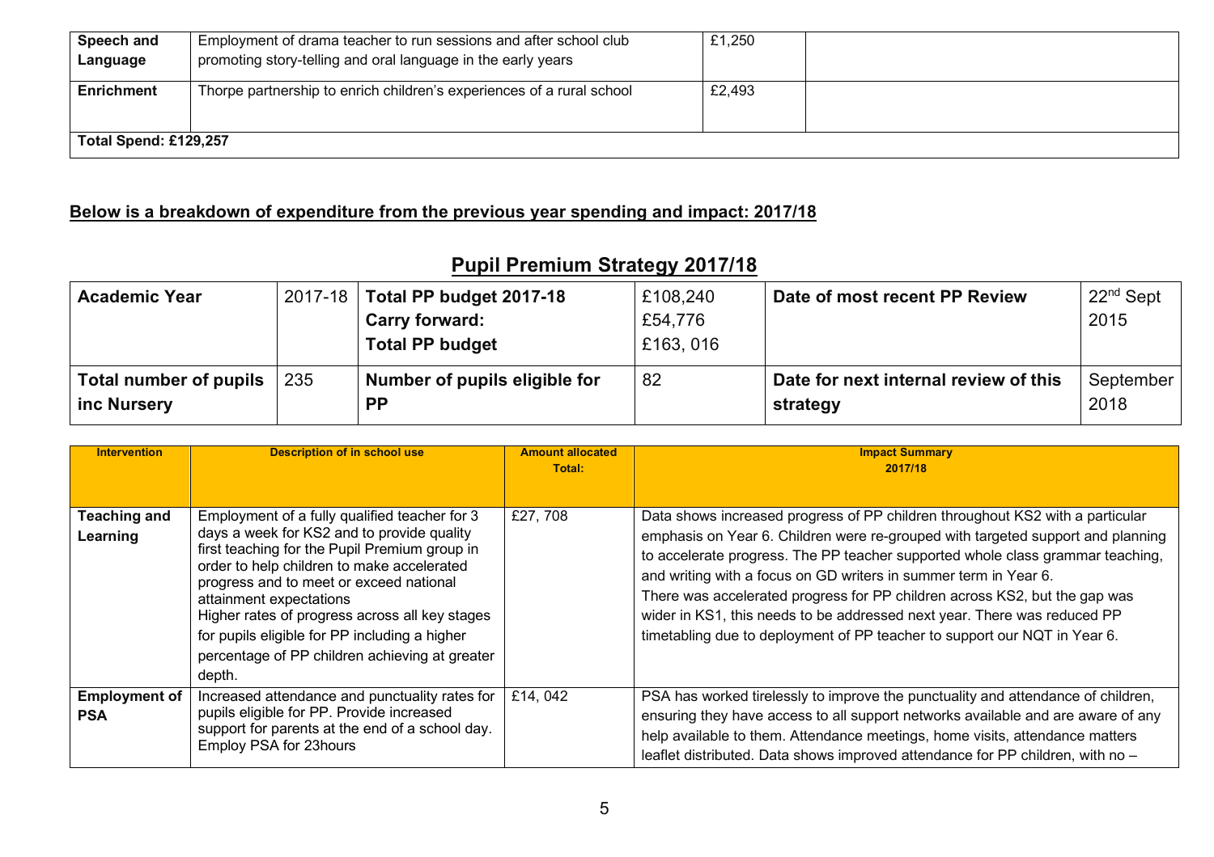| | | | |
|---|---|---|---|
| **Speech and Language** | Employment of drama teacher to run sessions and after school club promoting story-telling and oral language in the early years | £1,250 | |
| **Enrichment** | Thorpe partnership to enrich children's experiences of a rural school | £2,493 | |
| **Total Spend: £129,257** | | | |

## Below is a breakdown of expenditure from the previous year spending and impact: 2017/18

## Pupil Premium Strategy 2017/18

| **Academic Year** | 2017-18 | **Total PP budget 2017-18**<br>**Carry forward:**<br>**Total PP budget** | £108,240<br>£54,776<br>£163, 016 | **Date of most recent PP Review** | 22nd Sept 2015 |
|---|---|---|---|---|---|
| **Total number of pupils inc Nursery** | 235 | **Number of pupils eligible for PP** | 82 | **Date for next internal review of this strategy** | September 2018 |

| **Intervention** | **Description of in school use** | **Amount allocated Total:** | **Impact Summary 2017/18** |
|---|---|---|---|
| **Teaching and Learning** | Employment of a fully qualified teacher for 3 days a week for KS2 and to provide quality first teaching for the Pupil Premium group in order to help children to make accelerated progress and to meet or exceed national attainment expectations<br>Higher rates of progress across all key stages for pupils eligible for PP including a higher percentage of PP children achieving at greater depth. | £27, 708 | Data shows increased progress of PP children throughout KS2 with a particular emphasis on Year 6. Children were re-grouped with targeted support and planning to accelerate progress. The PP teacher supported whole class grammar teaching, and writing with a focus on GD writers in summer term in Year 6.<br>There was accelerated progress for PP children across KS2, but the gap was wider in KS1, this needs to be addressed next year. There was reduced PP timetabling due to deployment of PP teacher to support our NQT in Year 6. |
| **Employment of PSA** | Increased attendance and punctuality rates for pupils eligible for PP. Provide increased support for parents at the end of a school day. Employ PSA for 23hours | £14, 042 | PSA has worked tirelessly to improve the punctuality and attendance of children, ensuring they have access to all support networks available and are aware of any help available to them. Attendance meetings, home visits, attendance matters leaflet distributed. Data shows improved attendance for PP children, with no – |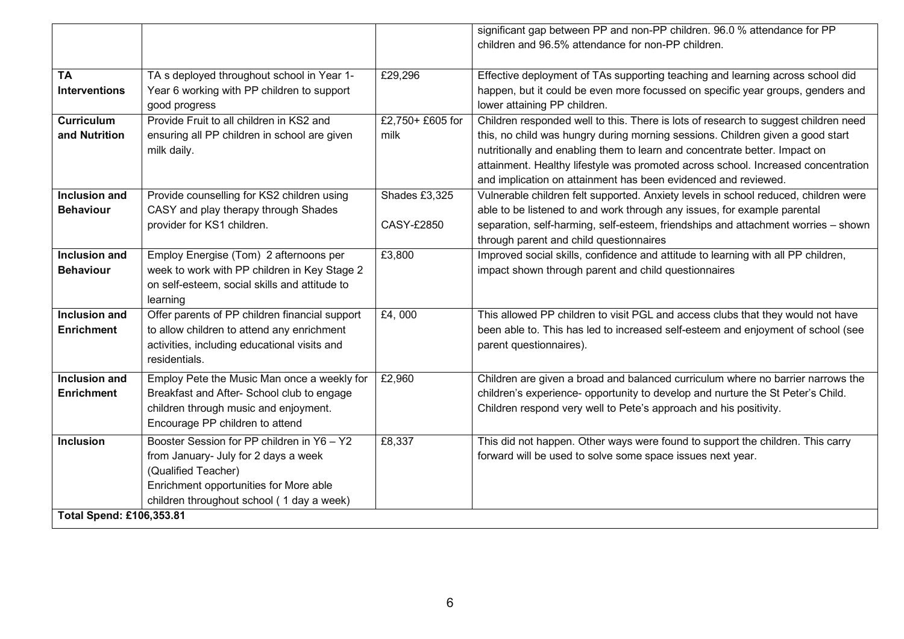| | | | |
|---|---|---|---|
| | | | significant gap between PP and non-PP children. 96.0 % attendance for PP children and 96.5% attendance for non-PP children. |
| **TA Interventions** | TA s deployed throughout school in Year 1-Year 6 working with PP children to support good progress | £29,296 | Effective deployment of TAs supporting teaching and learning across school did happen, but it could be even more focussed on specific year groups, genders and lower attaining PP children. |
| **Curriculum and Nutrition** | Provide Fruit to all children in KS2 and ensuring all PP children in school are given milk daily. | £2,750+ £605 for milk | Children responded well to this. There is lots of research to suggest children need this, no child was hungry during morning sessions. Children given a good start nutritionally and enabling them to learn and concentrate better. Impact on attainment. Healthy lifestyle was promoted across school. Increased concentration and implication on attainment has been evidenced and reviewed. |
| **Inclusion and Behaviour** | Provide counselling for KS2 children using CASY and play therapy through Shades provider for KS1 children. | Shades £3,325<br><br>CASY-£2850 | Vulnerable children felt supported. Anxiety levels in school reduced, children were able to be listened to and work through any issues, for example parental separation, self-harming, self-esteem, friendships and attachment worries – shown through parent and child questionnaires |
| **Inclusion and Behaviour** | Employ Energise (Tom) 2 afternoons per week to work with PP children in Key Stage 2 on self-esteem, social skills and attitude to learning | £3,800 | Improved social skills, confidence and attitude to learning with all PP children, impact shown through parent and child questionnaires |
| **Inclusion and Enrichment** | Offer parents of PP children financial support to allow children to attend any enrichment activities, including educational visits and residentials. | £4, 000 | This allowed PP children to visit PGL and access clubs that they would not have been able to. This has led to increased self-esteem and enjoyment of school (see parent questionnaires). |
| **Inclusion and Enrichment** | Employ Pete the Music Man once a weekly for Breakfast and After- School club to engage children through music and enjoyment. Encourage PP children to attend | £2,960 | Children are given a broad and balanced curriculum where no barrier narrows the children's experience- opportunity to develop and nurture the St Peter's Child. Children respond very well to Pete's approach and his positivity. |
| **Inclusion** | Booster Session for PP children in Y6 – Y2 from January- July for 2 days a week (Qualified Teacher)<br>Enrichment opportunities for More able children throughout school ( 1 day a week) | £8,337 | This did not happen. Other ways were found to support the children. This carry forward will be used to solve some space issues next year. |
| **Total Spend: £106,353.81** | | | |